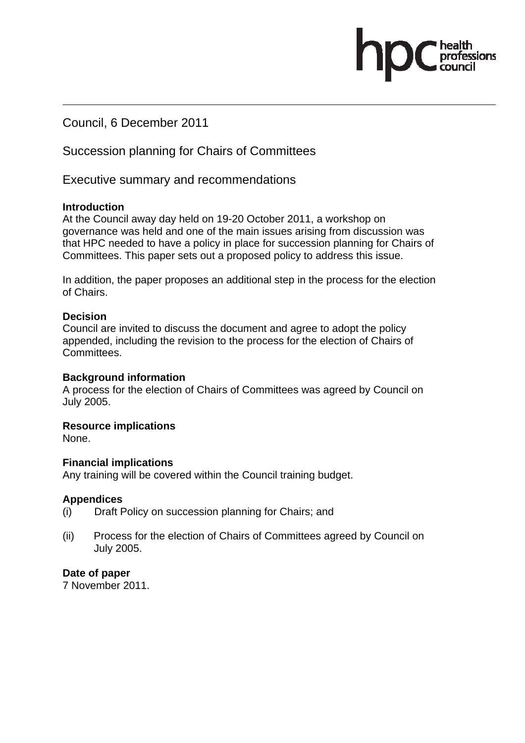Council, 6 December 2011

Succession planning for Chairs of Committees

Executive summary and recommendations

**Introduction**
At the Council away day held on 19-20 October 2011, a workshop on governance was held and one of the main issues arising from discussion was that HPC needed to have a policy in place for succession planning for Chairs of Committees. This paper sets out a proposed policy to address this issue.

In addition, the paper proposes an additional step in the process for the election of Chairs.

**Decision**
Council are invited to discuss the document and agree to adopt the policy appended, including the revision to the process for the election of Chairs of Committees.

**Background information**
A process for the election of Chairs of Committees was agreed by Council on July 2005.

**Resource implications**
None.

**Financial implications**
Any training will be covered within the Council training budget.

**Appendices**
(i) Draft Policy on succession planning for Chairs; and

(ii) Process for the election of Chairs of Committees agreed by Council on July 2005.

**Date of paper**
7 November 2011.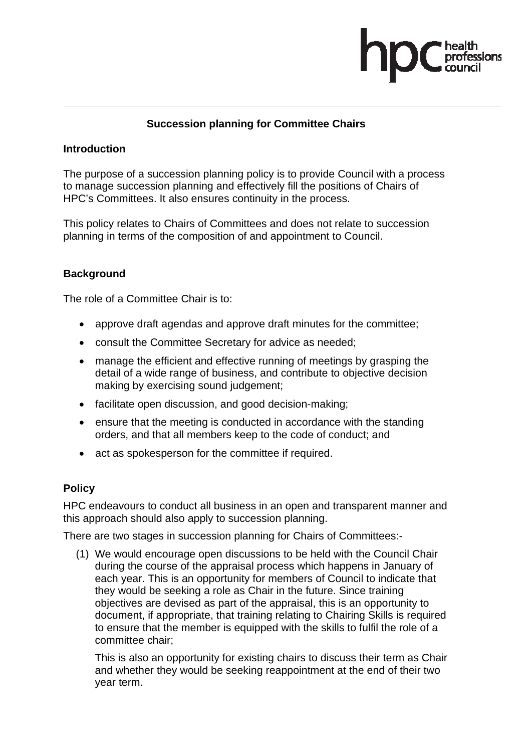## Succession planning for Committee Chairs

### Introduction

The purpose of a succession planning policy is to provide Council with a process to manage succession planning and effectively fill the positions of Chairs of HPC's Committees. It also ensures continuity in the process.

This policy relates to Chairs of Committees and does not relate to succession planning in terms of the composition of and appointment to Council.

### Background

The role of a Committee Chair is to:

- approve draft agendas and approve draft minutes for the committee;
- consult the Committee Secretary for advice as needed;
- manage the efficient and effective running of meetings by grasping the detail of a wide range of business, and contribute to objective decision making by exercising sound judgement;
- facilitate open discussion, and good decision-making;
- ensure that the meeting is conducted in accordance with the standing orders, and that all members keep to the code of conduct; and
- act as spokesperson for the committee if required.

### Policy

HPC endeavours to conduct all business in an open and transparent manner and this approach should also apply to succession planning.

There are two stages in succession planning for Chairs of Committees:-

(1) We would encourage open discussions to be held with the Council Chair during the course of the appraisal process which happens in January of each year. This is an opportunity for members of Council to indicate that they would be seeking a role as Chair in the future. Since training objectives are devised as part of the appraisal, this is an opportunity to document, if appropriate, that training relating to Chairing Skills is required to ensure that the member is equipped with the skills to fulfil the role of a committee chair;

    This is also an opportunity for existing chairs to discuss their term as Chair and whether they would be seeking reappointment at the end of their two year term.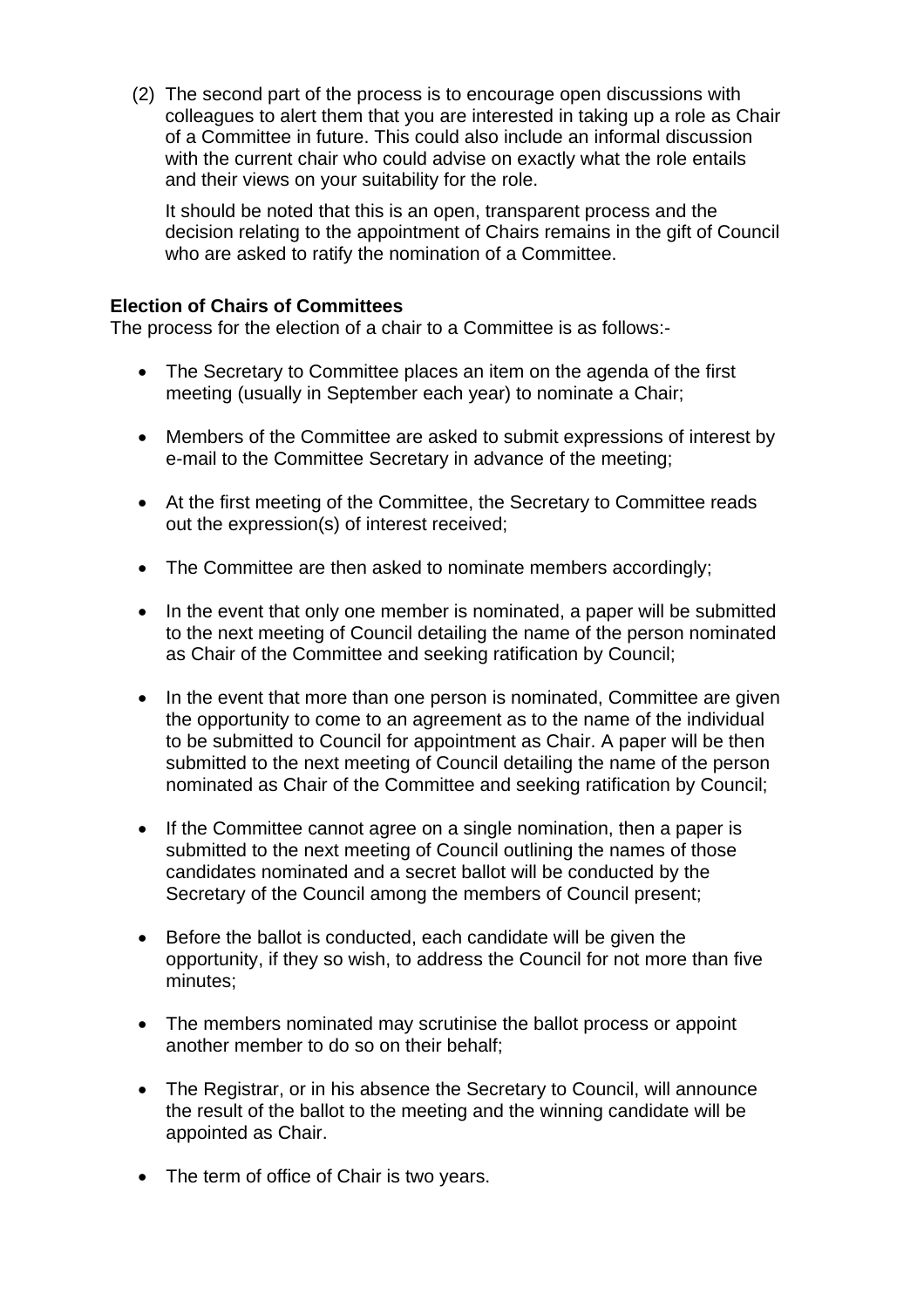(2) The second part of the process is to encourage open discussions with colleagues to alert them that you are interested in taking up a role as Chair of a Committee in future. This could also include an informal discussion with the current chair who could advise on exactly what the role entails and their views on your suitability for the role.

    It should be noted that this is an open, transparent process and the decision relating to the appointment of Chairs remains in the gift of Council who are asked to ratify the nomination of a Committee.

**Election of Chairs of Committees**

The process for the election of a chair to a Committee is as follows:-

- The Secretary to Committee places an item on the agenda of the first meeting (usually in September each year) to nominate a Chair;

- Members of the Committee are asked to submit expressions of interest by e-mail to the Committee Secretary in advance of the meeting;

- At the first meeting of the Committee, the Secretary to Committee reads out the expression(s) of interest received;

- The Committee are then asked to nominate members accordingly;

- In the event that only one member is nominated, a paper will be submitted to the next meeting of Council detailing the name of the person nominated as Chair of the Committee and seeking ratification by Council;

- In the event that more than one person is nominated, Committee are given the opportunity to come to an agreement as to the name of the individual to be submitted to Council for appointment as Chair. A paper will be then submitted to the next meeting of Council detailing the name of the person nominated as Chair of the Committee and seeking ratification by Council;

- If the Committee cannot agree on a single nomination, then a paper is submitted to the next meeting of Council outlining the names of those candidates nominated and a secret ballot will be conducted by the Secretary of the Council among the members of Council present;

- Before the ballot is conducted, each candidate will be given the opportunity, if they so wish, to address the Council for not more than five minutes;

- The members nominated may scrutinise the ballot process or appoint another member to do so on their behalf;

- The Registrar, or in his absence the Secretary to Council, will announce the result of the ballot to the meeting and the winning candidate will be appointed as Chair.

- The term of office of Chair is two years.